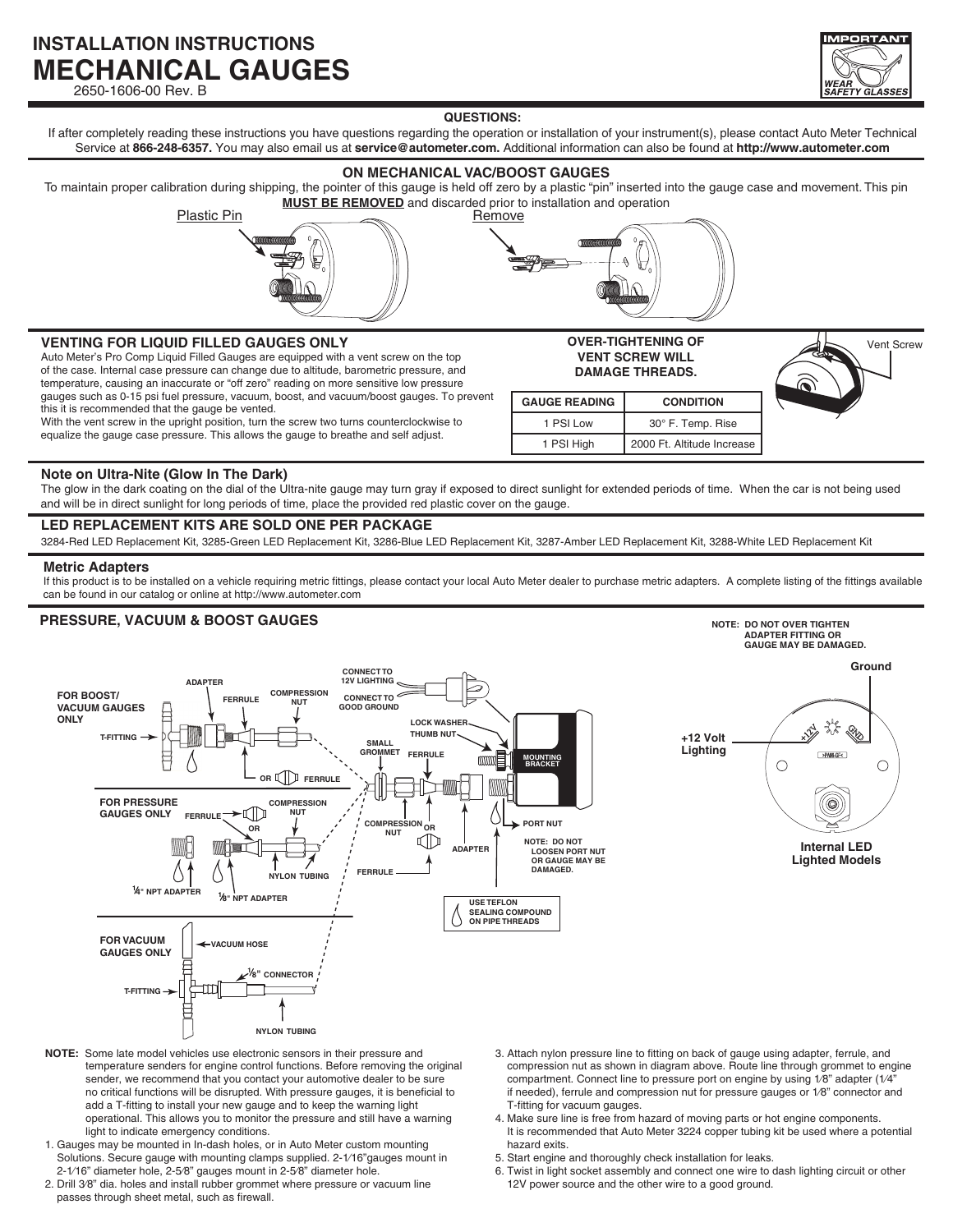# INSTALLATION INSTRUCTIONS
# MECHANICAL GAUGES

2650-1606-00 Rev. B

IMPORTANT — WEAR SAFETY GLASSES

**QUESTIONS:**

If after completely reading these instructions you have questions regarding the operation or installation of your instrument(s), please contact Auto Meter Technical Service at **866-248-6357.** You may also email us at **service@autometer.com.** Additional information can also be found at **http://www.autometer.com**

## ON MECHANICAL VAC/BOOST GAUGES

To maintain proper calibration during shipping, the pointer of this gauge is held off zero by a plastic "pin" inserted into the gauge case and movement. This pin **MUST BE REMOVED** and discarded prior to installation and operation

Plastic Pin — Remove

## VENTING FOR LIQUID FILLED GAUGES ONLY

Auto Meter's Pro Comp Liquid Filled Gauges are equipped with a vent screw on the top of the case. Internal case pressure can change due to altitude, barometric pressure, and temperature, causing an inaccurate or "off zero" reading on more sensitive low pressure gauges such as 0-15 psi fuel pressure, vacuum, boost, and vacuum/boost gauges. To prevent this it is recommended that the gauge be vented.

With the vent screw in the upright position, turn the screw two turns counterclockwise to equalize the gauge case pressure. This allows the gauge to breathe and self adjust.

**OVER-TIGHTENING OF VENT SCREW WILL DAMAGE THREADS.**

| GAUGE READING | CONDITION |
|---|---|
| 1 PSI Low | 30° F. Temp. Rise |
| 1 PSI High | 2000 Ft. Altitude Increase |

Vent Screw

## Note on Ultra-Nite (Glow In The Dark)

The glow in the dark coating on the dial of the Ultra-nite gauge may turn gray if exposed to direct sunlight for extended periods of time. When the car is not being used and will be in direct sunlight for long periods of time, place the provided red plastic cover on the gauge.

## LED REPLACEMENT KITS ARE SOLD ONE PER PACKAGE

3284-Red LED Replacement Kit, 3285-Green LED Replacement Kit, 3286-Blue LED Replacement Kit, 3287-Amber LED Replacement Kit, 3288-White LED Replacement Kit

## Metric Adapters

If this product is to be installed on a vehicle requiring metric fittings, please contact your local Auto Meter dealer to purchase metric adapters. A complete listing of the fittings available can be found in our catalog or online at http://www.autometer.com

## PRESSURE, VACUUM & BOOST GAUGES

**NOTE: DO NOT OVER TIGHTEN ADAPTER FITTING OR GAUGE MAY BE DAMAGED.**

FOR BOOST/VACUUM GAUGES ONLY: T-FITTING, ADAPTER, FERRULE, COMPRESSION NUT, OR FERRULE

FOR PRESSURE GAUGES ONLY: FERRULE, OR, COMPRESSION NUT, ¼" NPT ADAPTER, ⅛" NPT ADAPTER, NYLON TUBING

FOR VACUUM GAUGES ONLY: VACUUM HOSE, T-FITTING, ⅛" CONNECTOR, NYLON TUBING

CONNECT TO 12V LIGHTING, CONNECT TO GOOD GROUND, LOCK WASHER, THUMB NUT, SMALL GROMMET, FERRULE, MOUNTING BRACKET, COMPRESSION NUT, OR, ADAPTER, FERRULE, PORT NUT

NOTE: DO NOT LOOSEN PORT NUT OR GAUGE MAY BE DAMAGED.

USE TEFLON SEALING COMPOUND ON PIPE THREADS

Ground, +12 Volt Lighting

Internal LED Lighted Models

**NOTE:** Some late model vehicles use electronic sensors in their pressure and temperature senders for engine control functions. Before removing the original sender, we recommend that you contact your automotive dealer to be sure no critical functions will be disrupted. With pressure gauges, it is beneficial to add a T-fitting to install your new gauge and to keep the warning light operational. This allows you to monitor the pressure and still have a warning light to indicate emergency conditions.

1. Gauges may be mounted in In-dash holes, or in Auto Meter custom mounting Solutions. Secure gauge with mounting clamps supplied. 2-1⁄16" gauges mount in 2-1⁄16" diameter hole, 2-5⁄8" gauges mount in 2-5⁄8" diameter hole.
2. Drill 3⁄8" dia. holes and install rubber grommet where pressure or vacuum line passes through sheet metal, such as firewall.
3. Attach nylon pressure line to fitting on back of gauge using adapter, ferrule, and compression nut as shown in diagram above. Route line through grommet to engine compartment. Connect line to pressure port on engine by using 1⁄8" adapter (1⁄4" if needed), ferrule and compression nut for pressure gauges or 1⁄8" connector and T-fitting for vacuum gauges.
4. Make sure line is free from hazard of moving parts or hot engine components. It is recommended that Auto Meter 3224 copper tubing kit be used where a potential hazard exits.
5. Start engine and thoroughly check installation for leaks.
6. Twist in light socket assembly and connect one wire to dash lighting circuit or other 12V power source and the other wire to a good ground.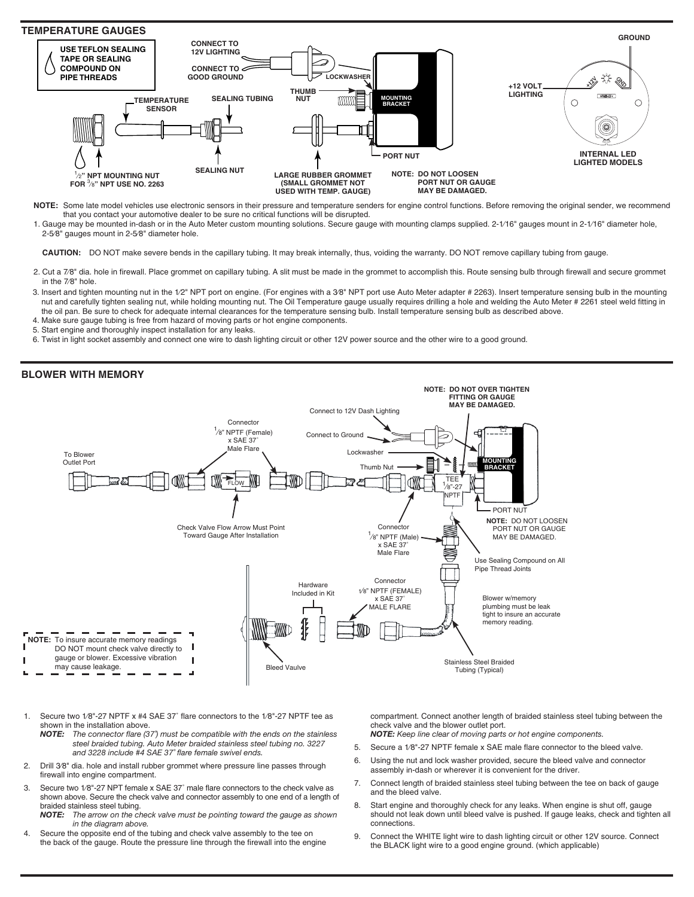## TEMPERATURE GAUGES

USE TEFLON SEALING TAPE OR SEALING COMPOUND ON PIPE THREADS

CONNECT TO 12V LIGHTING

CONNECT TO GOOD GROUND

LOCKWASHER

THUMB NUT

MOUNTING BRACKET

TEMPERATURE SENSOR

SEALING TUBING

PORT NUT

$\frac{1}{2}$" NPT MOUNTING NUT FOR $\frac{3}{8}$" NPT USE NO. 2263

SEALING NUT

LARGE RUBBER GROMMET (SMALL GROMMET NOT USED WITH TEMP. GAUGE)

NOTE: DO NOT LOOSEN PORT NUT OR GAUGE MAY BE DAMAGED.

GROUND

+12 VOLT LIGHTING

INTERNAL LED LIGHTED MODELS

**NOTE:** Some late model vehicles use electronic sensors in their pressure and temperature senders for engine control functions. Before removing the original sender, we recommend that you contact your automotive dealer to be sure no critical functions will be disrupted.

1. Gauge may be mounted in-dash or in the Auto Meter custom mounting solutions. Secure gauge with mounting clamps supplied. 2-1⁄16" gauges mount in 2-1⁄16" diameter hole, 2-5⁄8" gauges mount in 2-5⁄8" diameter hole.

**CAUTION:** DO NOT make severe bends in the capillary tubing. It may break internally, thus, voiding the warranty. DO NOT remove capillary tubing from gauge.

2. Cut a 7⁄8" dia. hole in firewall. Place grommet on capillary tubing. A slit must be made in the grommet to accomplish this. Route sensing bulb through firewall and secure grommet in the 7⁄8" hole.
3. Insert and tighten mounting nut in the 1⁄2" NPT port on engine. (For engines with a 3⁄8" NPT port use Auto Meter adapter # 2263). Insert temperature sensing bulb in the mounting nut and carefully tighten sealing nut, while holding mounting nut. The Oil Temperature gauge usually requires drilling a hole and welding the Auto Meter # 2261 steel weld fitting in the oil pan. Be sure to check for adequate internal clearances for the temperature sensing bulb. Install temperature sensing bulb as described above.
4. Make sure gauge tubing is free from hazard of moving parts or hot engine components.
5. Start engine and thoroughly inspect installation for any leaks.
6. Twist in light socket assembly and connect one wire to dash lighting circuit or other 12V power source and the other wire to a good ground.

## BLOWER WITH MEMORY

NOTE: DO NOT OVER TIGHTEN FITTING OR GAUGE MAY BE DAMAGED.

Connect to 12V Dash Lighting

Connector $\frac{1}{8}$" NPTF (Female) x SAE 37˚ Male Flare

Connect to Ground

Lockwasher

Thumb Nut

MOUNTING BRACKET

To Blower Outlet Port

FLOW

TEE $\frac{1}{8}$"-27 NPTF

PORT NUT

NOTE: DO NOT LOOSEN PORT NUT OR GAUGE MAY BE DAMAGED.

Check Valve Flow Arrow Must Point Toward Gauge After Installation

Connector $\frac{1}{8}$" NPTF (Male) x SAE 37˚ Male Flare

Use Sealing Compound on All Pipe Thread Joints

Hardware Included in Kit

Connector 1⁄8" NPTF (FEMALE) x SAE 37˚ MALE FLARE

Blower w/memory plumbing must be leak tight to insure an accurate memory reading.

NOTE: To insure accurate memory readings DO NOT mount check valve directly to gauge or blower. Excessive vibration may cause leakage.

Bleed Vaulve

Stainless Steel Braided Tubing (Typical)

1. Secure two 1⁄8"-27 NPTF x #4 SAE 37˚ flare connectors to the 1⁄8"-27 NPTF tee as shown in the installation above.
   ***NOTE:*** *The connector flare (37˚) must be compatible with the ends on the stainless steel braided tubing. Auto Meter braided stainless steel tubing no. 3227 and 3228 include #4 SAE 37˚ flare female swivel ends.*
2. Drill 3⁄8" dia. hole and install rubber grommet where pressure line passes through firewall into engine compartment.
3. Secure two 1⁄8"-27 NPT female x SAE 37˚ male flare connectors to the check valve as shown above. Secure the check valve and connector assembly to one end of a length of braided stainless steel tubing.
   ***NOTE:*** *The arrow on the check valve must be pointing toward the gauge as shown in the diagram above.*
4. Secure the opposite end of the tubing and check valve assembly to the tee on the back of the gauge. Route the pressure line through the firewall into the engine compartment. Connect another length of braided stainless steel tubing between the check valve and the blower outlet port.
   ***NOTE:*** *Keep line clear of moving parts or hot engine components.*
5. Secure a 1⁄8"-27 NPTF female x SAE male flare connector to the bleed valve.
6. Using the nut and lock washer provided, secure the bleed valve and connector assembly in-dash or wherever it is convenient for the driver.
7. Connect length of braided stainless steel tubing between the tee on back of gauge and the bleed valve.
8. Start engine and thoroughly check for any leaks. When engine is shut off, gauge should not leak down until bleed valve is pushed. If gauge leaks, check and tighten all connections.
9. Connect the WHITE light wire to dash lighting circuit or other 12V source. Connect the BLACK light wire to a good engine ground. (which applicable)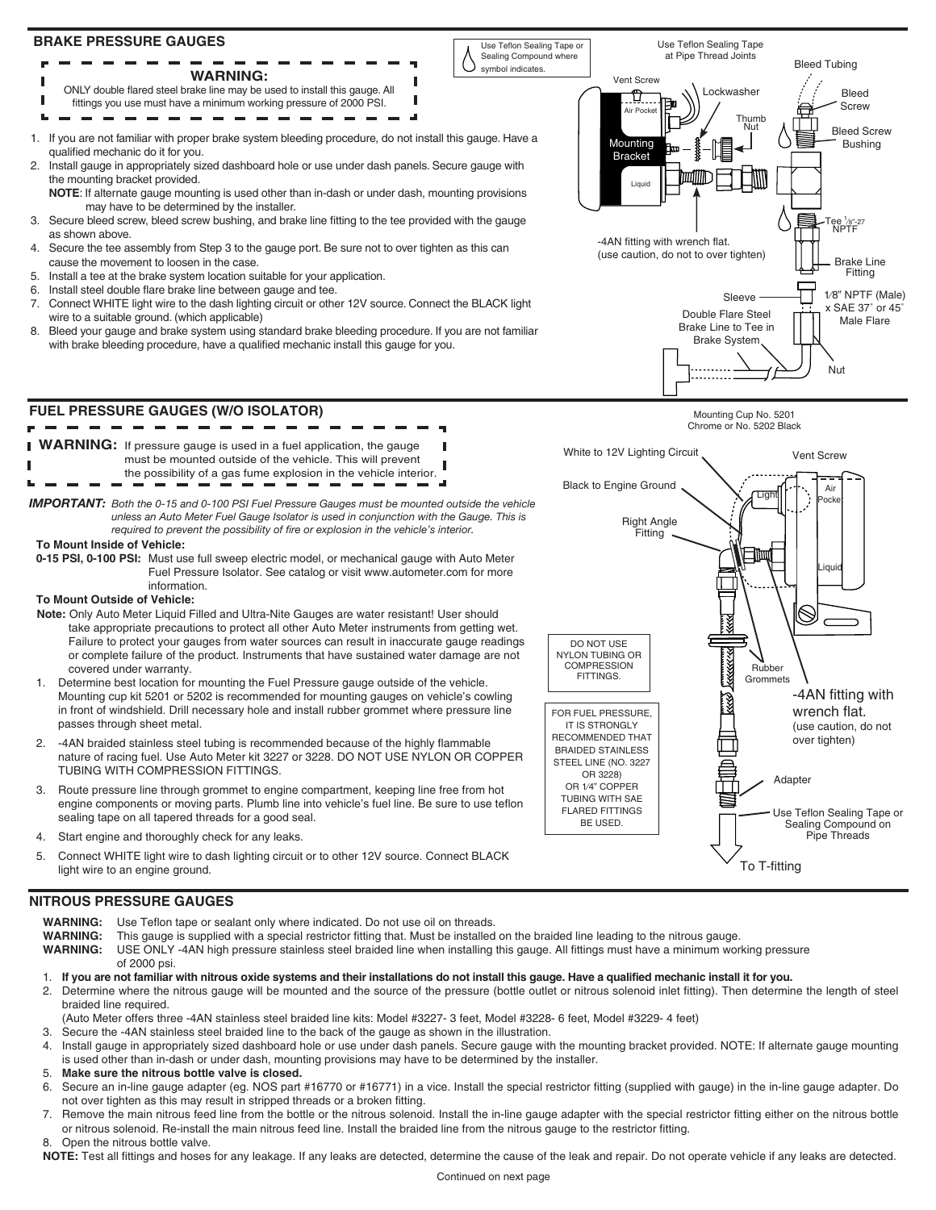## BRAKE PRESSURE GAUGES

**WARNING:**
ONLY double flared steel brake line may be used to install this gauge. All fittings you use must have a minimum working pressure of 2000 PSI.

Use Teflon Sealing Tape or Sealing Compound where symbol indicates.

1. If you are not familiar with proper brake system bleeding procedure, do not install this gauge. Have a qualified mechanic do it for you.
2. Install gauge in appropriately sized dashboard hole or use under dash panels. Secure gauge with the mounting bracket provided.
   **NOTE**: If alternate gauge mounting is used other than in-dash or under dash, mounting provisions may have to be determined by the installer.
3. Secure bleed screw, bleed screw bushing, and brake line fitting to the tee provided with the gauge as shown above.
4. Secure the tee assembly from Step 3 to the gauge port. Be sure not to over tighten as this can cause the movement to loosen in the case.
5. Install a tee at the brake system location suitable for your application.
6. Install steel double flare brake line between gauge and tee.
7. Connect WHITE light wire to the dash lighting circuit or other 12V source. Connect the BLACK light wire to a suitable ground. (which applicable)
8. Bleed your gauge and brake system using standard brake bleeding procedure. If you are not familiar with brake bleeding procedure, have a qualified mechanic install this gauge for you.

Use Teflon Sealing Tape at Pipe Thread Joints

Vent Screw, Air Pocket, Mounting Bracket, Liquid, Lockwasher, Thumb Nut, Bleed Tubing, Bleed Screw, Bleed Screw Bushing, Tee 1/8"-27 NPTF, Brake Line Fitting, 1/8" NPTF (Male) x SAE 37˚ or 45˚ Male Flare, Sleeve, Nut

-4AN fitting with wrench flat. (use caution, do not to over tighten)

Double Flare Steel Brake Line to Tee in Brake System

## FUEL PRESSURE GAUGES (W/O ISOLATOR)

**WARNING:** If pressure gauge is used in a fuel application, the gauge must be mounted outside of the vehicle. This will prevent the possibility of a gas fume explosion in the vehicle interior.

***IMPORTANT:*** *Both the 0-15 and 0-100 PSI Fuel Pressure Gauges must be mounted outside the vehicle unless an Auto Meter Fuel Gauge Isolator is used in conjunction with the Gauge. This is required to prevent the possibility of fire or explosion in the vehicle's interior.*

**To Mount Inside of Vehicle:**

**0-15 PSI, 0-100 PSI:** Must use full sweep electric model, or mechanical gauge with Auto Meter Fuel Pressure Isolator. See catalog or visit www.autometer.com for more information.

**To Mount Outside of Vehicle:**

**Note:** Only Auto Meter Liquid Filled and Ultra-Nite Gauges are water resistant! User should take appropriate precautions to protect all other Auto Meter instruments from getting wet. Failure to protect your gauges from water sources can result in inaccurate gauge readings or complete failure of the product. Instruments that have sustained water damage are not covered under warranty.

1. Determine best location for mounting the Fuel Pressure gauge outside of the vehicle. Mounting cup kit 5201 or 5202 is recommended for mounting gauges on vehicle's cowling in front of windshield. Drill necessary hole and install rubber grommet where pressure line passes through sheet metal.
2. -4AN braided stainless steel tubing is recommended because of the highly flammable nature of racing fuel. Use Auto Meter kit 3227 or 3228. DO NOT USE NYLON OR COPPER TUBING WITH COMPRESSION FITTINGS.
3. Route pressure line through grommet to engine compartment, keeping line free from hot engine components or moving parts. Plumb line into vehicle's fuel line. Be sure to use teflon sealing tape on all tapered threads for a good seal.
4. Start engine and thoroughly check for any leaks.
5. Connect WHITE light wire to dash lighting circuit or to other 12V source. Connect BLACK light wire to an engine ground.

Mounting Cup No. 5201 Chrome or No. 5202 Black

White to 12V Lighting Circuit, Black to Engine Ground, Right Angle Fitting, Light, Vent Screw, Air Pocket, Liquid, Rubber Grommets, Adapter, To T-fitting

-4AN fitting with wrench flat. (use caution, do not over tighten)

Use Teflon Sealing Tape or Sealing Compound on Pipe Threads

DO NOT USE NYLON TUBING OR COMPRESSION FITTINGS.

FOR FUEL PRESSURE, IT IS STRONGLY RECOMMENDED THAT BRAIDED STAINLESS STEEL LINE (NO. 3227 OR 3228) OR 1/4" COPPER TUBING WITH SAE FLARED FITTINGS BE USED.

## NITROUS PRESSURE GAUGES

**WARNING:** Use Teflon tape or sealant only where indicated. Do not use oil on threads.
**WARNING:** This gauge is supplied with a special restrictor fitting that. Must be installed on the braided line leading to the nitrous gauge.
**WARNING:** USE ONLY -4AN high pressure stainless steel braided line when installing this gauge. All fittings must have a minimum working pressure of 2000 psi.

1. **If you are not familiar with nitrous oxide systems and their installations do not install this gauge. Have a qualified mechanic install it for you.**
2. Determine where the nitrous gauge will be mounted and the source of the pressure (bottle outlet or nitrous solenoid inlet fitting). Then determine the length of steel braided line required.
   (Auto Meter offers three -4AN stainless steel braided line kits: Model #3227- 3 feet, Model #3228- 6 feet, Model #3229- 4 feet)
3. Secure the -4AN stainless steel braided line to the back of the gauge as shown in the illustration.
4. Install gauge in appropriately sized dashboard hole or use under dash panels. Secure gauge with the mounting bracket provided. NOTE: If alternate gauge mounting is used other than in-dash or under dash, mounting provisions may have to be determined by the installer.
5. **Make sure the nitrous bottle valve is closed.**
6. Secure an in-line gauge adapter (eg. NOS part #16770 or #16771) in a vice. Install the special restrictor fitting (supplied with gauge) in the in-line gauge adapter. Do not over tighten as this may result in stripped threads or a broken fitting.
7. Remove the main nitrous feed line from the bottle or the nitrous solenoid. Install the in-line gauge adapter with the special restrictor fitting either on the nitrous bottle or nitrous solenoid. Re-install the main nitrous feed line. Install the braided line from the nitrous gauge to the restrictor fitting.
8. Open the nitrous bottle valve.

**NOTE:** Test all fittings and hoses for any leakage. If any leaks are detected, determine the cause of the leak and repair. Do not operate vehicle if any leaks are detected.

Continued on next page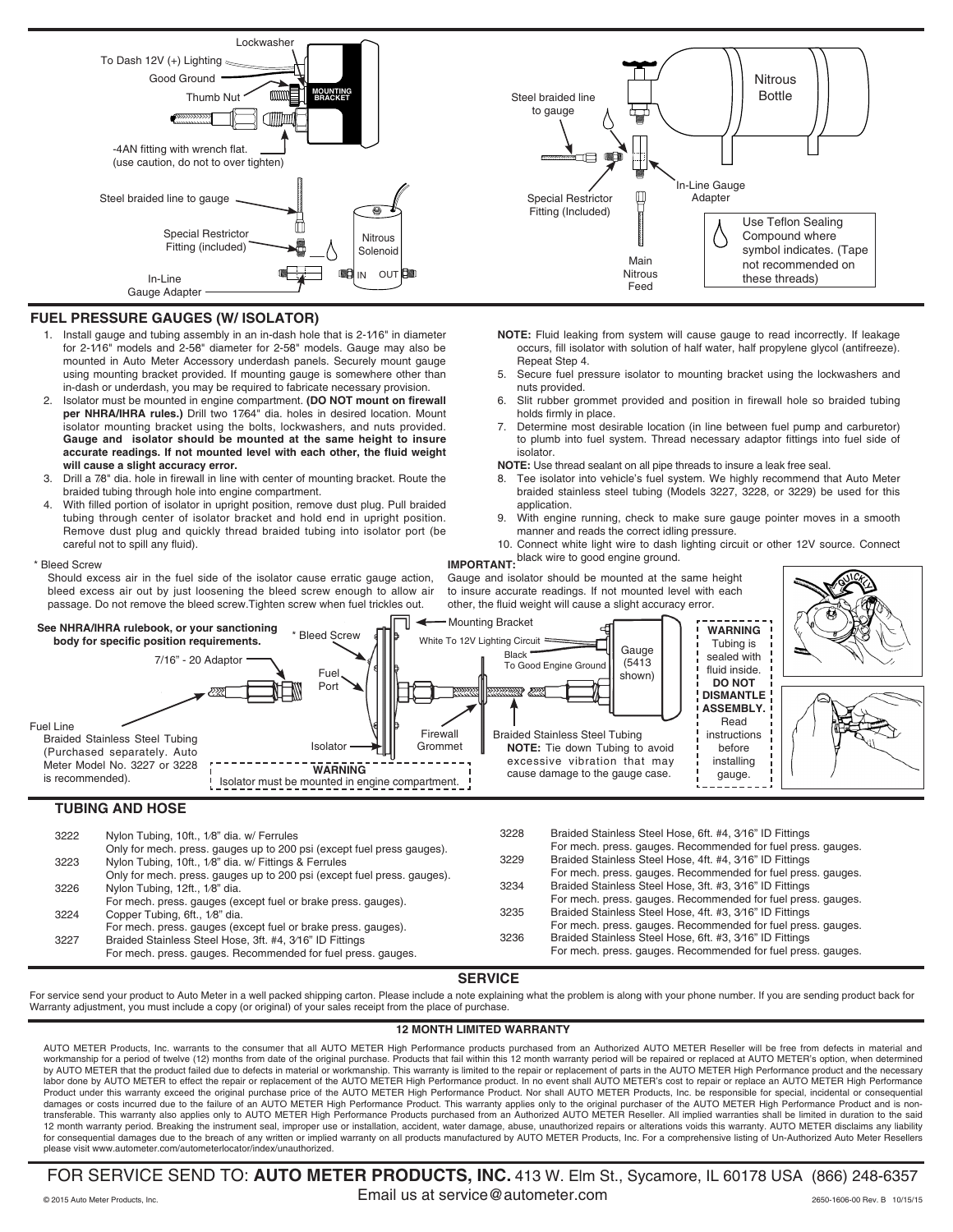Lockwasher

To Dash 12V (+) Lighting

Good Ground

Thumb Nut

MOUNTING BRACKET

-4AN fitting with wrench flat.
(use caution, do not to over tighten)

Steel braided line to gauge

Special Restrictor Fitting (included)

In-Line Gauge Adapter

Nitrous Solenoid

IN OUT

Nitrous Bottle

Steel braided line to gauge

In-Line Gauge Adapter

Special Restrictor Fitting (Included)

Main Nitrous Feed

Use Teflon Sealing Compound where symbol indicates. (Tape not recommended on these threads)

## FUEL PRESSURE GAUGES (W/ ISOLATOR)

1. Install gauge and tubing assembly in an in-dash hole that is 2-1⁄16" in diameter for 2-1⁄16" models and 2-5⁄8" diameter for 2-5⁄8" models. Gauge may also be mounted in Auto Meter Accessory underdash panels. Securely mount gauge using mounting bracket provided. If mounting gauge is somewhere other than in-dash or underdash, you may be required to fabricate necessary provision.
2. Isolator must be mounted in engine compartment. **(DO NOT mount on firewall per NHRA/IHRA rules.)** Drill two 17⁄64" dia. holes in desired location. Mount isolator mounting bracket using the bolts, lockwashers, and nuts provided. **Gauge and isolator should be mounted at the same height to insure accurate readings. If not mounted level with each other, the fluid weight will cause a slight accuracy error.**
3. Drill a 7⁄8" dia. hole in firewall in line with center of mounting bracket. Route the braided tubing through hole into engine compartment.
4. With filled portion of isolator in upright position, remove dust plug. Pull braided tubing through center of isolator bracket and hold end in upright position. Remove dust plug and quickly thread braided tubing into isolator port (be careful not to spill any fluid).

**NOTE:** Fluid leaking from system will cause gauge to read incorrectly. If leakage occurs, fill isolator with solution of half water, half propylene glycol (antifreeze). Repeat Step 4.

5. Secure fuel pressure isolator to mounting bracket using the lockwashers and nuts provided.
6. Slit rubber grommet provided and position in firewall hole so braided tubing holds firmly in place.
7. Determine most desirable location (in line between fuel pump and carburetor) to plumb into fuel system. Thread necessary adaptor fittings into fuel side of isolator.

**NOTE:** Use thread sealant on all pipe threads to insure a leak free seal.

8. Tee isolator into vehicle's fuel system. We highly recommend that Auto Meter braided stainless steel tubing (Models 3227, 3228, or 3229) be used for this application.
9. With engine running, check to make sure gauge pointer moves in a smooth manner and reads the correct idling pressure.
10. Connect white light wire to dash lighting circuit or other 12V source. Connect black wire to good engine ground.

\* Bleed Screw

Should excess air in the fuel side of the isolator cause erratic gauge action, bleed excess air out by just loosening the bleed screw enough to allow air passage. Do not remove the bleed screw.Tighten screw when fuel trickles out.

**IMPORTANT:** Gauge and isolator should be mounted at the same height to insure accurate readings. If not mounted level with each other, the fluid weight will cause a slight accuracy error.

**See NHRA/IHRA rulebook, or your sanctioning body for specific position requirements.**

\* Bleed Screw

Mounting Bracket

White To 12V Lighting Circuit

Black To Good Engine Ground

Gauge (5413 shown)

7/16" - 20 Adaptor

Fuel Port

Fuel Line

Braided Stainless Steel Tubing (Purchased separately. Auto Meter Model No. 3227 or 3228 is recommended).

Isolator

Firewall Grommet

**WARNING**
Isolator must be mounted in engine compartment.

Braided Stainless Steel Tubing
**NOTE:** Tie down Tubing to avoid excessive vibration that may cause damage to the gauge case.

**WARNING**
Tubing is sealed with fluid inside.
**DO NOT DISMANTLE ASSEMBLY.**
Read instructions before installing gauge.

QUICKLY

## TUBING AND HOSE

| | |
|---|---|
| 3222 | Nylon Tubing, 10ft., 1⁄8" dia. w/ Ferrules<br>Only for mech. press. gauges up to 200 psi (except fuel press gauges). |
| 3223 | Nylon Tubing, 10ft., 1⁄8" dia. w/ Fittings & Ferrules<br>Only for mech. press. gauges up to 200 psi (except fuel press. gauges). |
| 3226 | Nylon Tubing, 12ft., 1⁄8" dia.<br>For mech. press. gauges (except fuel or brake press. gauges). |
| 3224 | Copper Tubing, 6ft., 1⁄8" dia.<br>For mech. press. gauges (except fuel or brake press. gauges). |
| 3227 | Braided Stainless Steel Hose, 3ft. #4, 3⁄16" ID Fittings<br>For mech. press. gauges. Recommended for fuel press. gauges. |
| 3228 | Braided Stainless Steel Hose, 6ft. #4, 3⁄16" ID Fittings<br>For mech. press. gauges. Recommended for fuel press. gauges. |
| 3229 | Braided Stainless Steel Hose, 4ft. #4, 3⁄16" ID Fittings<br>For mech. press. gauges. Recommended for fuel press. gauges. |
| 3234 | Braided Stainless Steel Hose, 3ft. #3, 3⁄16" ID Fittings<br>For mech. press. gauges. Recommended for fuel press. gauges. |
| 3235 | Braided Stainless Steel Hose, 4ft. #3, 3⁄16" ID Fittings<br>For mech. press. gauges. Recommended for fuel press. gauges. |
| 3236 | Braided Stainless Steel Hose, 6ft. #3, 3⁄16" ID Fittings<br>For mech. press. gauges. Recommended for fuel press. gauges. |

## SERVICE

For service send your product to Auto Meter in a well packed shipping carton. Please include a note explaining what the problem is along with your phone number. If you are sending product back for Warranty adjustment, you must include a copy (or original) of your sales receipt from the place of purchase.

### 12 MONTH LIMITED WARRANTY

AUTO METER Products, Inc. warrants to the consumer that all AUTO METER High Performance products purchased from an Authorized AUTO METER Reseller will be free from defects in material and workmanship for a period of twelve (12) months from date of the original purchase. Products that fail within this 12 month warranty period will be repaired or replaced at AUTO METER's option, when determined by AUTO METER that the product failed due to defects in material or workmanship. This warranty is limited to the repair or replacement of parts in the AUTO METER High Performance product and the necessary labor done by AUTO METER to effect the repair or replacement of the AUTO METER High Performance product. In no event shall AUTO METER's cost to repair or replace an AUTO METER High Performance Product under this warranty exceed the original purchase price of the AUTO METER High Performance Product. Nor shall AUTO METER Products, Inc. be responsible for special, incidental or consequential damages or costs incurred due to the failure of an AUTO METER High Performance Product. This warranty applies only to the original purchaser of the AUTO METER High Performance Product and is non-transferable. This warranty also applies only to AUTO METER High Performance Products purchased from an Authorized AUTO METER Reseller. All implied warranties shall be limited in duration to the said 12 month warranty period. Breaking the instrument seal, improper use or installation, accident, water damage, abuse, unauthorized repairs or alterations voids this warranty. AUTO METER disclaims any liability for consequential damages due to the breach of any written or implied warranty on all products manufactured by AUTO METER Products, Inc. For a comprehensive listing of Un-Authorized Auto Meter Resellers please visit www.autometer.com/autometerlocator/index/unauthorized.

FOR SERVICE SEND TO: **AUTO METER PRODUCTS, INC.** 413 W. Elm St., Sycamore, IL 60178 USA (866) 248-6357

Email us at service@autometer.com

© 2015 Auto Meter Products, Inc. 2650-1606-00 Rev. B 10/15/15